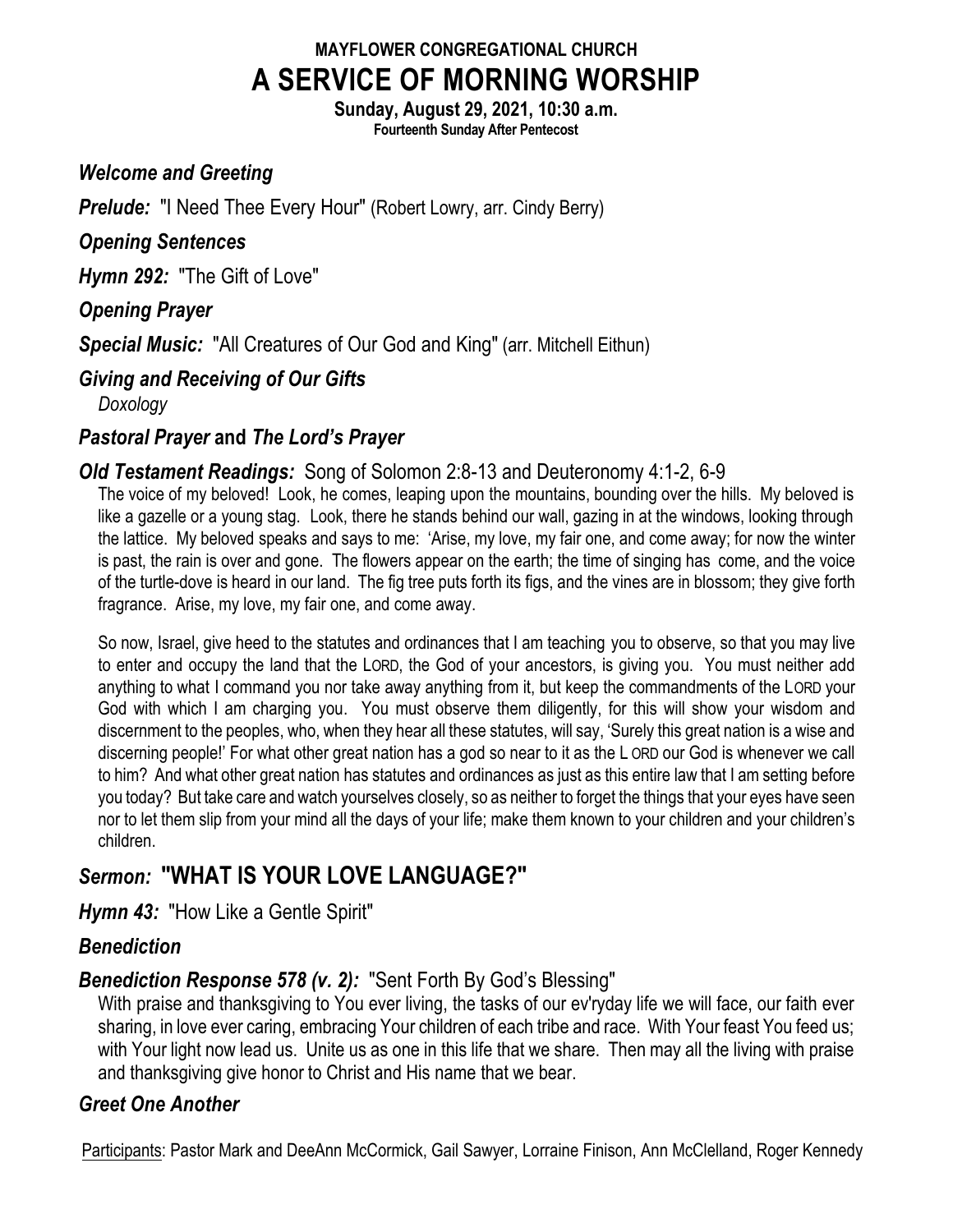**MAYFLOWER CONGREGATIONAL CHURCH**

# A SERVICE OF MORNING WORSHIP

**Sunday, August 29, 2021, 10:30 a.m.**
**Fourteenth Sunday After Pentecost**

***Welcome and Greeting***

***Prelude:*** "I Need Thee Every Hour" (Robert Lowry, arr. Cindy Berry)

***Opening Sentences***

***Hymn 292:*** "The Gift of Love"

***Opening Prayer***

***Special Music:*** "All Creatures of Our God and King" (arr. Mitchell Eithun)

***Giving and Receiving of Our Gifts***

*Doxology*

***Pastoral Prayer* and *The Lord's Prayer***

***Old Testament Readings:*** Song of Solomon 2:8-13 and Deuteronomy 4:1-2, 6-9

The voice of my beloved! Look, he comes, leaping upon the mountains, bounding over the hills. My beloved is like a gazelle or a young stag. Look, there he stands behind our wall, gazing in at the windows, looking through the lattice. My beloved speaks and says to me: 'Arise, my love, my fair one, and come away; for now the winter is past, the rain is over and gone. The flowers appear on the earth; the time of singing has come, and the voice of the turtle-dove is heard in our land. The fig tree puts forth its figs, and the vines are in blossom; they give forth fragrance. Arise, my love, my fair one, and come away.

So now, Israel, give heed to the statutes and ordinances that I am teaching you to observe, so that you may live to enter and occupy the land that the LORD, the God of your ancestors, is giving you. You must neither add anything to what I command you nor take away anything from it, but keep the commandments of the LORD your God with which I am charging you. You must observe them diligently, for this will show your wisdom and discernment to the peoples, who, when they hear all these statutes, will say, 'Surely this great nation is a wise and discerning people!' For what other great nation has a god so near to it as the LORD our God is whenever we call to him? And what other great nation has statutes and ordinances as just as this entire law that I am setting before you today? But take care and watch yourselves closely, so as neither to forget the things that your eyes have seen nor to let them slip from your mind all the days of your life; make them known to your children and your children's children.

## *Sermon:* "WHAT IS YOUR LOVE LANGUAGE?"

***Hymn 43:*** "How Like a Gentle Spirit"

***Benediction***

***Benediction Response 578 (v. 2):*** "Sent Forth By God's Blessing"

With praise and thanksgiving to You ever living, the tasks of our ev'ryday life we will face, our faith ever sharing, in love ever caring, embracing Your children of each tribe and race. With Your feast You feed us; with Your light now lead us. Unite us as one in this life that we share. Then may all the living with praise and thanksgiving give honor to Christ and His name that we bear.

***Greet One Another***

Participants: Pastor Mark and DeeAnn McCormick, Gail Sawyer, Lorraine Finison, Ann McClelland, Roger Kennedy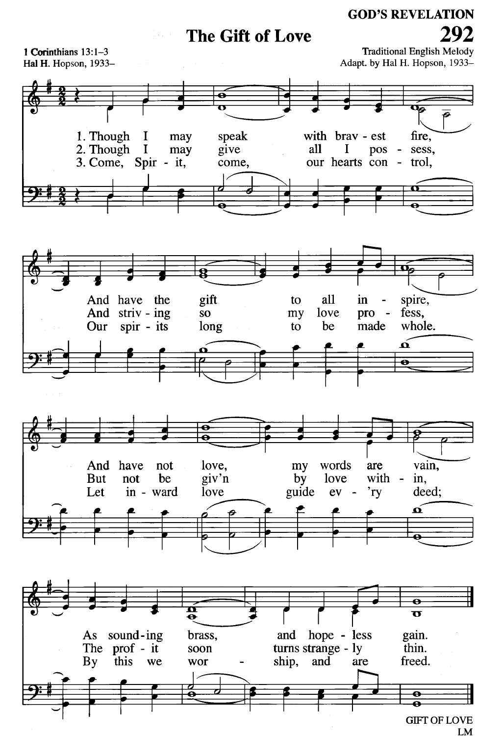GOD'S REVELATION

# The Gift of Love

**292**

1 Corinthians 13:1–3
Hal H. Hopson, 1933–

Traditional English Melody
Adapt. by Hal H. Hopson, 1933–

1. Though I may speak with brav - est fire,
And have the gift to all in - spire,
And have not love, my words are vain,
As sound - ing brass, and hope - less gain.

2. Though I may give all I pos - sess,
And striv - ing so my love pro - fess,
But not be giv'n by love with - in,
The prof - it soon turns strange - ly thin.

3. Come, Spir - it, come, our hearts con - trol,
Our spir - its long to be made whole.
Let in - ward love guide ev - 'ry deed;
By this we wor - ship, and are freed.

GIFT OF LOVE
LM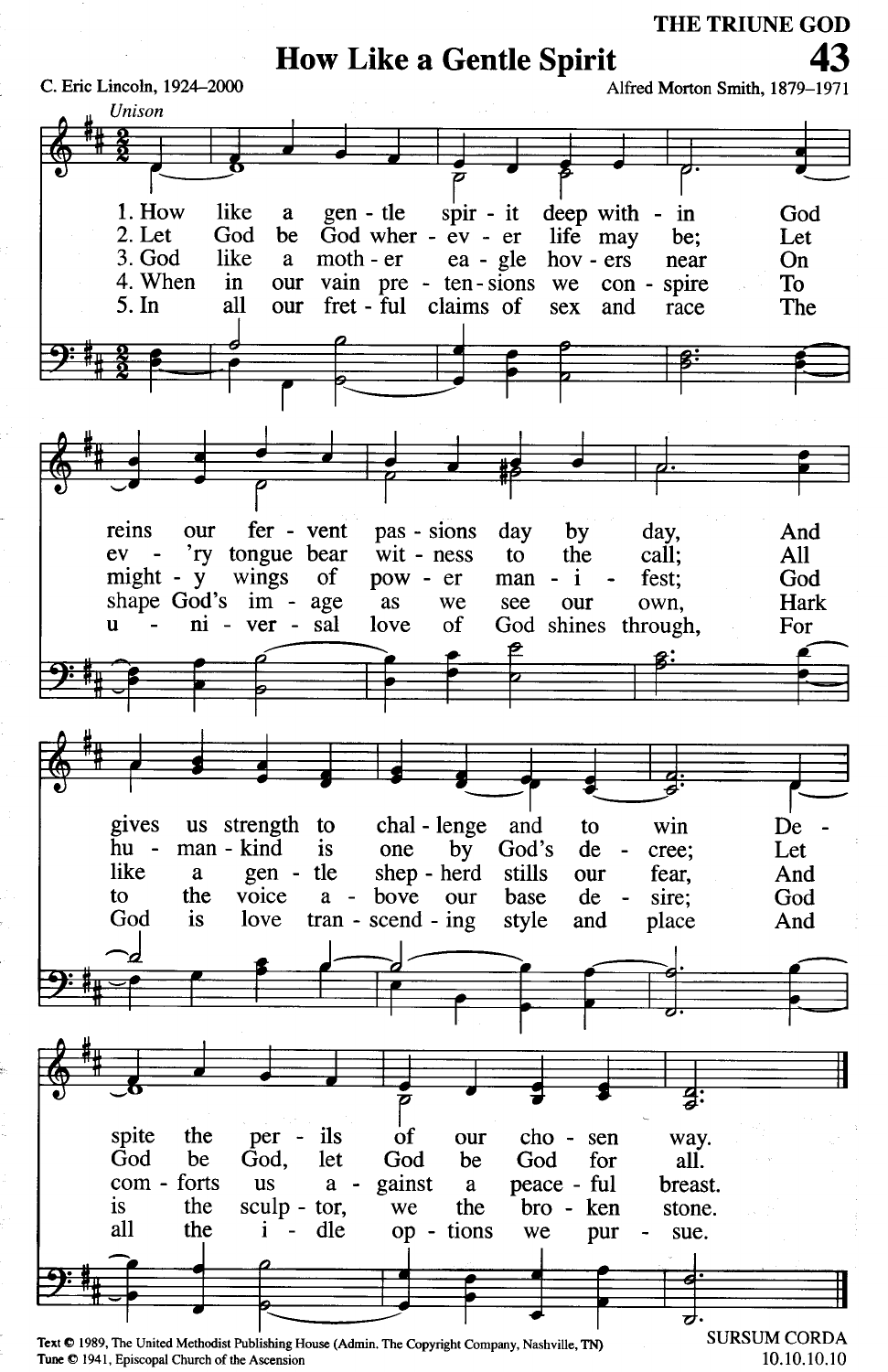# How Like a Gentle Spirit

**43**

C. Eric Lincoln, 1924–2000

Alfred Morton Smith, 1879–1971

*Unison*

1. How like a gentle spirit deep within
God reins our fervent passions day by day,
And gives us strength to challenge and to win
Despite the perils of our chosen way.

2. Let God be God wherever life may be;
Let every tongue bear witness to the call;
All humankind is one by God's decree;
Let God be God, let God be God for all.

3. God like a mother eagle hovers near
On mighty wings of power manifest;
God like a gentle shepherd stills our fear,
And comforts us against a peaceful breast.

4. When in our vain pretensions we conspire
To shape God's image as we see our own,
Hark to the voice above our base desire;
God is the sculptor, we the broken stone.

5. In all our fretful claims of sex and race
The universal love of God shines through,
For God is love transcending style and place
And all the idle options we pursue.

Text © 1989, The United Methodist Publishing House (Admin. The Copyright Company, Nashville, TN)
Tune © 1941, Episcopal Church of the Ascension

SURSUM CORDA
10.10.10.10